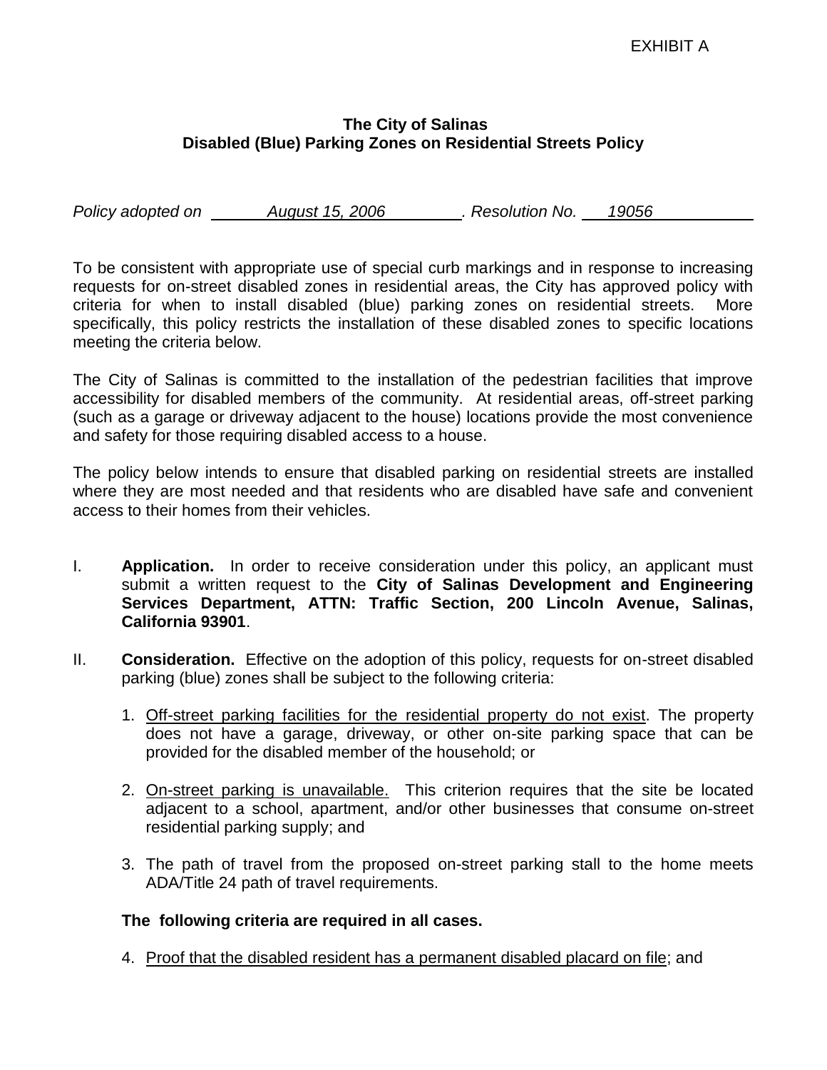EXHIBIT A

**The City of Salinas**
**Disabled (Blue) Parking Zones on Residential Streets Policy**

*Policy adopted on August 15, 2006. Resolution No. 19056*

To be consistent with appropriate use of special curb markings and in response to increasing requests for on-street disabled zones in residential areas, the City has approved policy with criteria for when to install disabled (blue) parking zones on residential streets. More specifically, this policy restricts the installation of these disabled zones to specific locations meeting the criteria below.

The City of Salinas is committed to the installation of the pedestrian facilities that improve accessibility for disabled members of the community. At residential areas, off-street parking (such as a garage or driveway adjacent to the house) locations provide the most convenience and safety for those requiring disabled access to a house.

The policy below intends to ensure that disabled parking on residential streets are installed where they are most needed and that residents who are disabled have safe and convenient access to their homes from their vehicles.

I. **Application.** In order to receive consideration under this policy, an applicant must submit a written request to the **City of Salinas Development and Engineering Services Department, ATTN: Traffic Section, 200 Lincoln Avenue, Salinas, California 93901**.

II. **Consideration.** Effective on the adoption of this policy, requests for on-street disabled parking (blue) zones shall be subject to the following criteria:

1. <u>Off-street parking facilities for the residential property do not exist</u>. The property does not have a garage, driveway, or other on-site parking space that can be provided for the disabled member of the household; or

2. <u>On-street parking is unavailable.</u> This criterion requires that the site be located adjacent to a school, apartment, and/or other businesses that consume on-street residential parking supply; and

3. The path of travel from the proposed on-street parking stall to the home meets ADA/Title 24 path of travel requirements.

**The following criteria are required in all cases.**

4. <u>Proof that the disabled resident has a permanent disabled placard on file</u>; and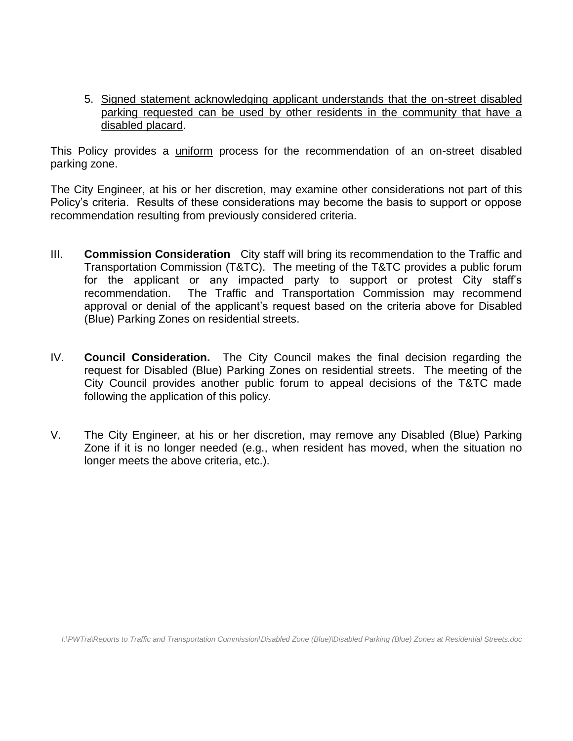5. Signed statement acknowledging applicant understands that the on-street disabled parking requested can be used by other residents in the community that have a disabled placard.

This Policy provides a uniform process for the recommendation of an on-street disabled parking zone.

The City Engineer, at his or her discretion, may examine other considerations not part of this Policy's criteria. Results of these considerations may become the basis to support or oppose recommendation resulting from previously considered criteria.

III. **Commission Consideration** City staff will bring its recommendation to the Traffic and Transportation Commission (T&TC). The meeting of the T&TC provides a public forum for the applicant or any impacted party to support or protest City staff's recommendation. The Traffic and Transportation Commission may recommend approval or denial of the applicant's request based on the criteria above for Disabled (Blue) Parking Zones on residential streets.

IV. **Council Consideration.** The City Council makes the final decision regarding the request for Disabled (Blue) Parking Zones on residential streets. The meeting of the City Council provides another public forum to appeal decisions of the T&TC made following the application of this policy.

V. The City Engineer, at his or her discretion, may remove any Disabled (Blue) Parking Zone if it is no longer needed (e.g., when resident has moved, when the situation no longer meets the above criteria, etc.).